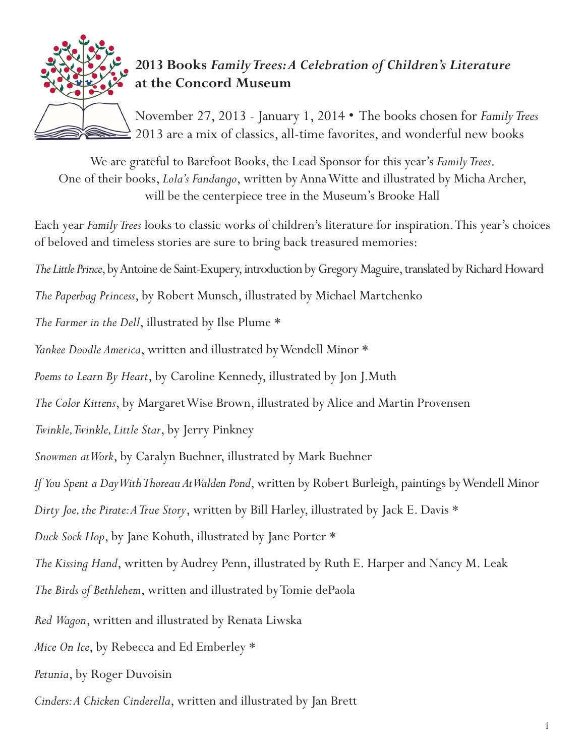## 2013 Books *Family Trees: A Celebration of Children's Literature* at the Concord Museum

November 27, 2013 - January 1, 2014 • The books chosen for *Family Trees* 2013 are a mix of classics, all-time favorites, and wonderful new books

We are grateful to Barefoot Books, the Lead Sponsor for this year's *Family Trees*. One of their books, *Lola's Fandango*, written by Anna Witte and illustrated by Micha Archer, will be the centerpiece tree in the Museum's Brooke Hall

Each year *Family Trees* looks to classic works of children's literature for inspiration. This year's choices of beloved and timeless stories are sure to bring back treasured memories:

*The Little Prince*, by Antoine de Saint-Exupery, introduction by Gregory Maguire, translated by Richard Howard

*The Paperbag Princess*, by Robert Munsch, illustrated by Michael Martchenko

*The Farmer in the Dell*, illustrated by Ilse Plume *

*Yankee Doodle America*, written and illustrated by Wendell Minor *

*Poems to Learn By Heart*, by Caroline Kennedy, illustrated by Jon J. Muth

*The Color Kittens*, by Margaret Wise Brown, illustrated by Alice and Martin Provensen

*Twinkle, Twinkle, Little Star*, by Jerry Pinkney

*Snowmen at Work*, by Caralyn Buehner, illustrated by Mark Buehner

*If You Spent a Day With Thoreau At Walden Pond*, written by Robert Burleigh, paintings by Wendell Minor

*Dirty Joe, the Pirate: A True Story*, written by Bill Harley, illustrated by Jack E. Davis *

*Duck Sock Hop*, by Jane Kohuth, illustrated by Jane Porter *

*The Kissing Hand*, written by Audrey Penn, illustrated by Ruth E. Harper and Nancy M. Leak

*The Birds of Bethlehem*, written and illustrated by Tomie dePaola

*Red Wagon*, written and illustrated by Renata Liwska

*Mice On Ice*, by Rebecca and Ed Emberley *

*Petunia*, by Roger Duvoisin

*Cinders: A Chicken Cinderella*, written and illustrated by Jan Brett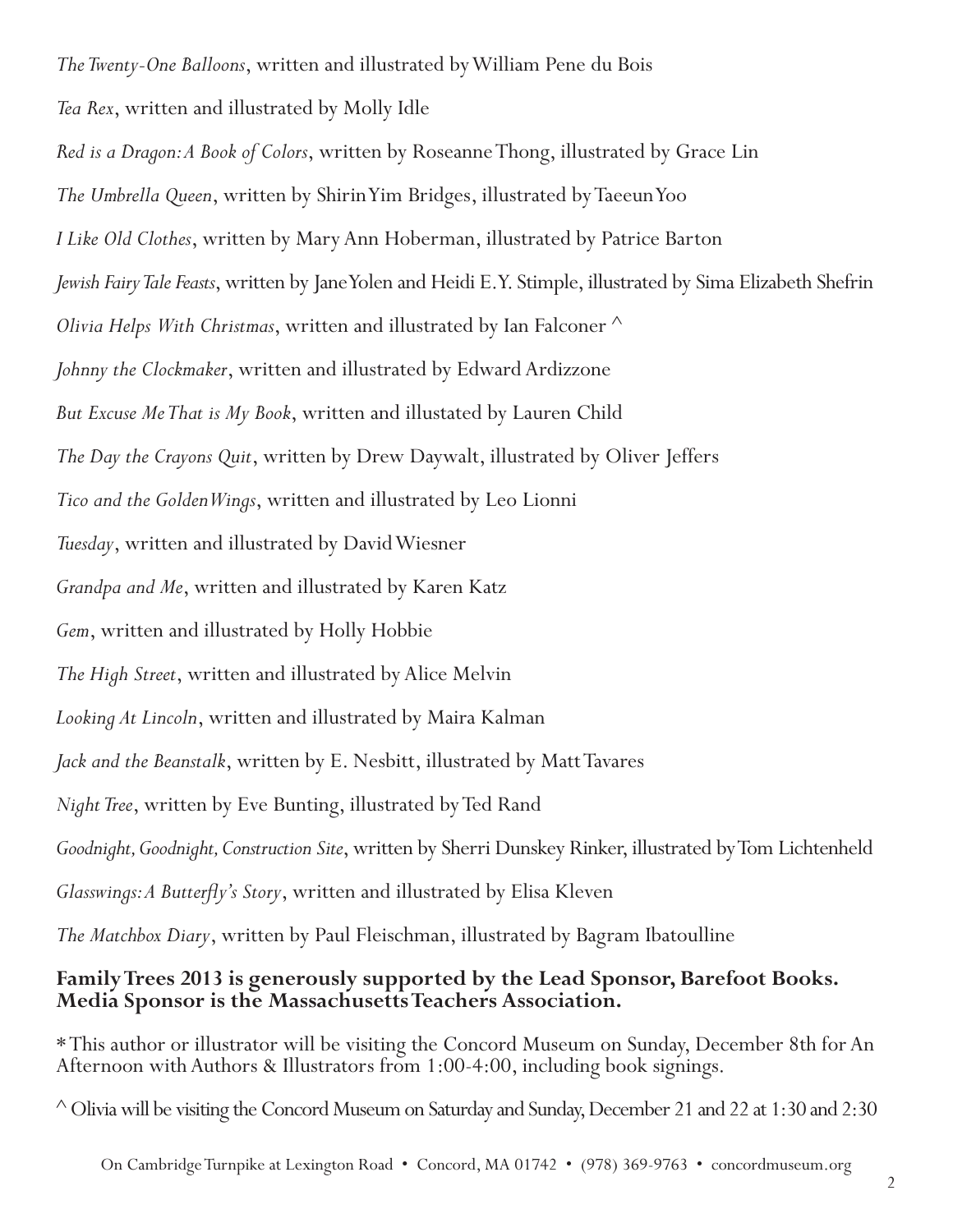*The Twenty-One Balloons*, written and illustrated by William Pene du Bois

*Tea Rex*, written and illustrated by Molly Idle

*Red is a Dragon: A Book of Colors*, written by Roseanne Thong, illustrated by Grace Lin

*The Umbrella Queen*, written by Shirin Yim Bridges, illustrated by Taeeun Yoo

*I Like Old Clothes*, written by Mary Ann Hoberman, illustrated by Patrice Barton

*Jewish Fairy Tale Feasts*, written by Jane Yolen and Heidi E.Y. Stimple, illustrated by Sima Elizabeth Shefrin

*Olivia Helps With Christmas*, written and illustrated by Ian Falconer ^

*Johnny the Clockmaker*, written and illustrated by Edward Ardizzone

*But Excuse Me That is My Book*, written and illustated by Lauren Child

*The Day the Crayons Quit*, written by Drew Daywalt, illustrated by Oliver Jeffers

*Tico and the Golden Wings*, written and illustrated by Leo Lionni

*Tuesday*, written and illustrated by David Wiesner

*Grandpa and Me*, written and illustrated by Karen Katz

*Gem*, written and illustrated by Holly Hobbie

*The High Street*, written and illustrated by Alice Melvin

*Looking At Lincoln*, written and illustrated by Maira Kalman

*Jack and the Beanstalk*, written by E. Nesbitt, illustrated by Matt Tavares

*Night Tree*, written by Eve Bunting, illustrated by Ted Rand

*Goodnight, Goodnight, Construction Site*, written by Sherri Dunskey Rinker, illustrated by Tom Lichtenheld

*Glasswings: A Butterfly's Story*, written and illustrated by Elisa Kleven

*The Matchbox Diary*, written by Paul Fleischman, illustrated by Bagram Ibatoulline

**Family Trees 2013 is generously supported by the Lead Sponsor, Barefoot Books. Media Sponsor is the Massachusetts Teachers Association.**

* This author or illustrator will be visiting the Concord Museum on Sunday, December 8th for An Afternoon with Authors & Illustrators from 1:00-4:00, including book signings.

^ Olivia will be visiting the Concord Museum on Saturday and Sunday, December 21 and 22 at 1:30 and 2:30

On Cambridge Turnpike at Lexington Road • Concord, MA 01742 • (978) 369-9763 • concordmuseum.org